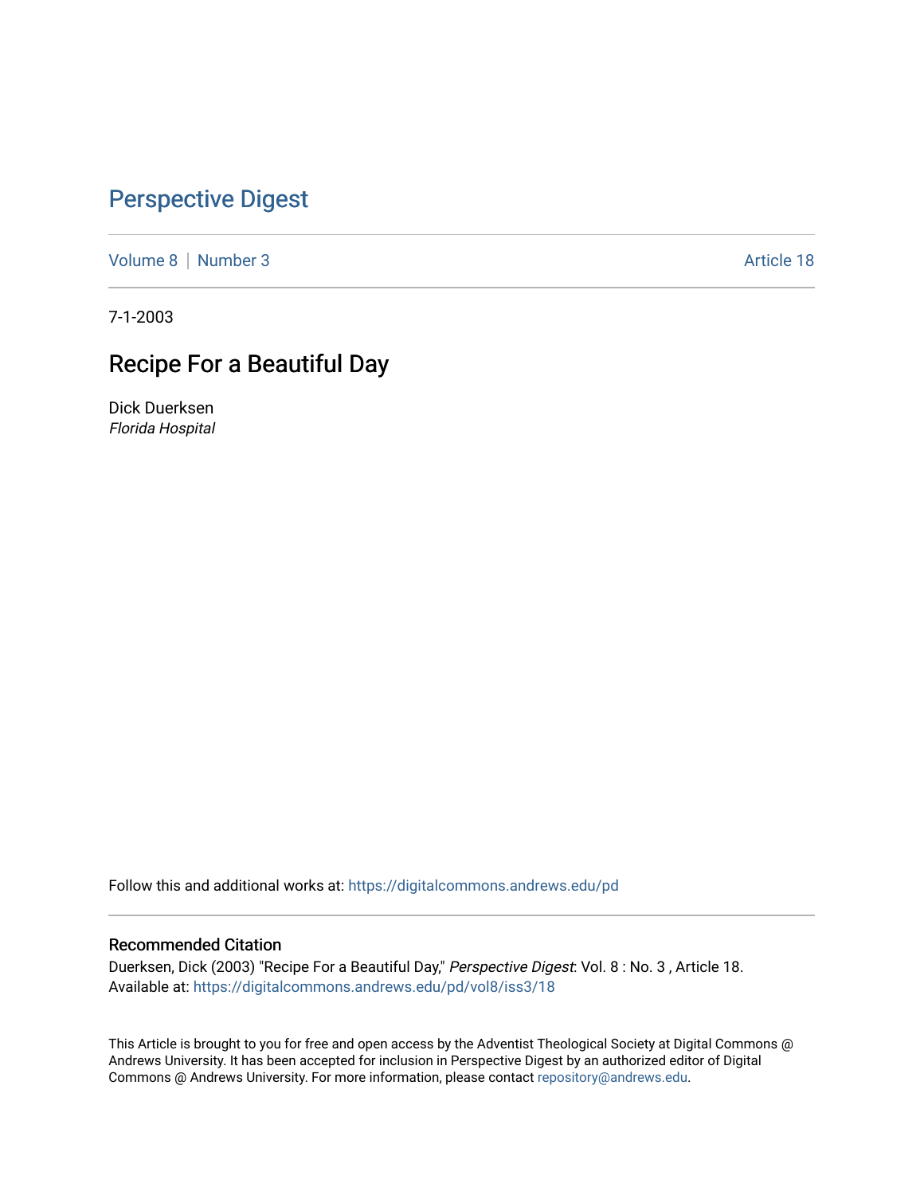# Perspective Digest

Volume 8 | Number 3 Article 18

7-1-2003

## Recipe For a Beautiful Day

Dick Duerksen
*Florida Hospital*

Follow this and additional works at: https://digitalcommons.andrews.edu/pd

### Recommended Citation

Duerksen, Dick (2003) "Recipe For a Beautiful Day," *Perspective Digest*: Vol. 8 : No. 3 , Article 18.
Available at: https://digitalcommons.andrews.edu/pd/vol8/iss3/18

This Article is brought to you for free and open access by the Adventist Theological Society at Digital Commons @ Andrews University. It has been accepted for inclusion in Perspective Digest by an authorized editor of Digital Commons @ Andrews University. For more information, please contact repository@andrews.edu.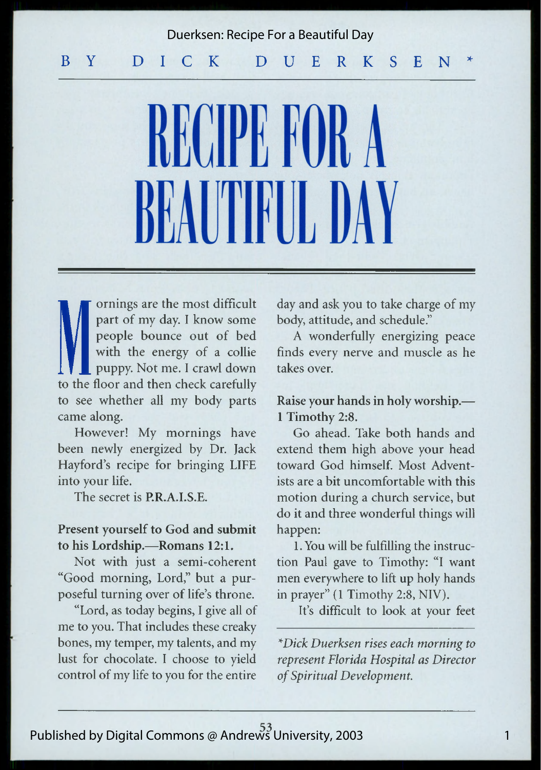BY DICK DUERKSEN*

# RECIPE FOR A BEAUTIFUL DAY

Mornings are the most difficult part of my day. I know some people bounce out of bed with the energy of a collie puppy. Not me. I crawl down to the floor and then check carefully to see whether all my body parts came along.

However! My mornings have been newly energized by Dr. Jack Hayford's recipe for bringing LIFE into your life.

The secret is **P.R.A.I.S.E.**

**Present yourself to God and submit to his Lordship.—Romans 12:1.**

Not with just a semi-coherent "Good morning, Lord," but a purposeful turning over of life's throne.

"Lord, as today begins, I give all of me to you. That includes these creaky bones, my temper, my talents, and my lust for chocolate. I choose to yield control of my life to you for the entire day and ask you to take charge of my body, attitude, and schedule."

A wonderfully energizing peace finds every nerve and muscle as he takes over.

**Raise your hands in holy worship.—1 Timothy 2:8.**

Go ahead. Take both hands and extend them high above your head toward God himself. Most Adventists are a bit uncomfortable with this motion during a church service, but do it and three wonderful things will happen:

1. You will be fulfilling the instruction Paul gave to Timothy: "I want men everywhere to lift up holy hands in prayer" (1 Timothy 2:8, NIV).

It's difficult to look at your feet

---

*\*Dick Duerksen rises each morning to represent Florida Hospital as Director of Spiritual Development.*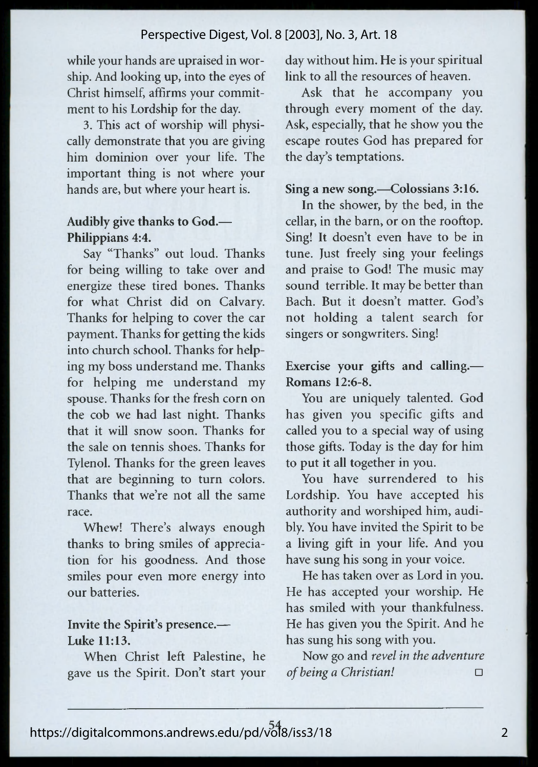while your hands are upraised in worship. And looking up, into the eyes of Christ himself, affirms your commitment to his Lordship for the day.

3. This act of worship will physically demonstrate that you are giving him dominion over your life. The important thing is not where your hands are, but where your heart is.

**Audibly give thanks to God.—Philippians 4:4.**

Say "Thanks" out loud. Thanks for being willing to take over and energize these tired bones. Thanks for what Christ did on Calvary. Thanks for helping to cover the car payment. Thanks for getting the kids into church school. Thanks for helping my boss understand me. Thanks for helping me understand my spouse. Thanks for the fresh corn on the cob we had last night. Thanks that it will snow soon. Thanks for the sale on tennis shoes. Thanks for Tylenol. Thanks for the green leaves that are beginning to turn colors. Thanks that we're not all the same race.

Whew! There's always enough thanks to bring smiles of appreciation for his goodness. And those smiles pour even more energy into our batteries.

**Invite the Spirit's presence.—Luke 11:13.**

When Christ left Palestine, he gave us the Spirit. Don't start your day without him. He is your spiritual link to all the resources of heaven.

Ask that he accompany you through every moment of the day. Ask, especially, that he show you the escape routes God has prepared for the day's temptations.

**Sing a new song.—Colossians 3:16.**

In the shower, by the bed, in the cellar, in the barn, or on the rooftop. Sing! It doesn't even have to be in tune. Just freely sing your feelings and praise to God! The music may sound terrible. It may be better than Bach. But it doesn't matter. God's not holding a talent search for singers or songwriters. Sing!

**Exercise your gifts and calling.—Romans 12:6-8.**

You are uniquely talented. God has given you specific gifts and called you to a special way of using those gifts. Today is the day for him to put it all together in you.

You have surrendered to his Lordship. You have accepted his authority and worshiped him, audibly. You have invited the Spirit to be a living gift in your life. And you have sung his song in your voice.

He has taken over as Lord in you. He has accepted your worship. He has smiled with your thankfulness. He has given you the Spirit. And he has sung his song with you.

Now go and *revel in the adventure of being a Christian!* □